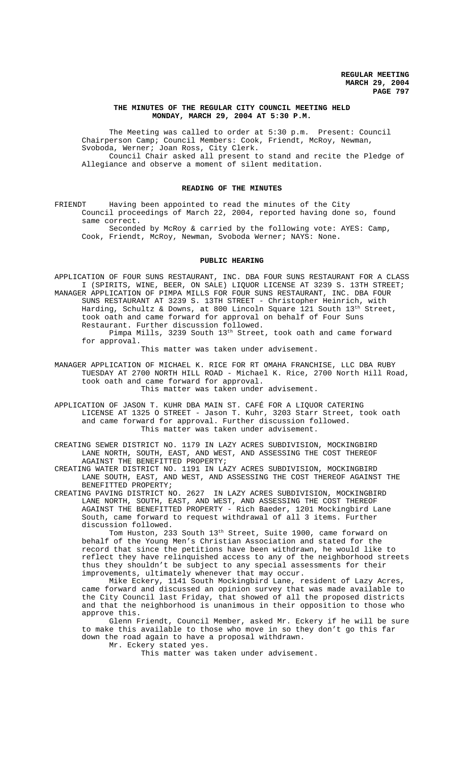# THE MINUTES OF THE REGULAR CITY COUNCIL MEETING HELD MONDAY, MARCH 29, 2004 AT 5:30 P.M.

The Meeting was called to order at 5:30 p.m. Present: Council Chairperson Camp; Council Members: Cook, Friendt, McRoy, Newman, Svoboda, Werner; Joan Ross, City Clerk.

Council Chair asked all present to stand and recite the Pledge of Allegiance and observe a moment of silent meditation.

## READING OF THE MINUTES

FRIENDT Having been appointed to read the minutes of the City Council proceedings of March 22, 2004, reported having done so, found same correct.

Seconded by McRoy & carried by the following vote: AYES: Camp, Cook, Friendt, McRoy, Newman, Svoboda Werner; NAYS: None.

## PUBLIC HEARING

APPLICATION OF FOUR SUNS RESTAURANT, INC. DBA FOUR SUNS RESTAURANT FOR A CLASS I (SPIRITS, WINE, BEER, ON SALE) LIQUOR LICENSE AT 3239 S. 13TH STREET;

MANAGER APPLICATION OF PIMPA MILLS FOR FOUR SUNS RESTAURANT, INC. DBA FOUR SUNS RESTAURANT AT 3239 S. 13TH STREET - Christopher Heinrich, with Harding, Schultz & Downs, at 800 Lincoln Square 121 South 13th Street, took oath and came forward for approval on behalf of Four Suns Restaurant. Further discussion followed.

Pimpa Mills, 3239 South 13th Street, took oath and came forward for approval.

This matter was taken under advisement.

MANAGER APPLICATION OF MICHAEL K. RICE FOR RT OMAHA FRANCHISE, LLC DBA RUBY TUESDAY AT 2700 NORTH HILL ROAD - Michael K. Rice, 2700 North Hill Road, took oath and came forward for approval.

This matter was taken under advisement.

APPLICATION OF JASON T. KUHR DBA MAIN ST. CAFÉ FOR A LIQUOR CATERING LICENSE AT 1325 O STREET - Jason T. Kuhr, 3203 Starr Street, took oath and came forward for approval. Further discussion followed.

This matter was taken under advisement.

CREATING SEWER DISTRICT NO. 1179 IN LAZY ACRES SUBDIVISION, MOCKINGBIRD LANE NORTH, SOUTH, EAST, AND WEST, AND ASSESSING THE COST THEREOF AGAINST THE BENEFITTED PROPERTY;

CREATING WATER DISTRICT NO. 1191 IN LAZY ACRES SUBDIVISION, MOCKINGBIRD LANE SOUTH, EAST, AND WEST, AND ASSESSING THE COST THEREOF AGAINST THE BENEFITTED PROPERTY;

CREATING PAVING DISTRICT NO. 2627 IN LAZY ACRES SUBDIVISION, MOCKINGBIRD LANE NORTH, SOUTH, EAST, AND WEST, AND ASSESSING THE COST THEREOF AGAINST THE BENEFITTED PROPERTY - Rich Baeder, 1201 Mockingbird Lane South, came forward to request withdrawal of all 3 items. Further discussion followed.

Tom Huston, 233 South 13th Street, Suite 1900, came forward on behalf of the Young Men's Christian Association and stated for the record that since the petitions have been withdrawn, he would like to reflect they have relinquished access to any of the neighborhood streets thus they shouldn't be subject to any special assessments for their improvements, ultimately whenever that may occur.

Mike Eckery, 1141 South Mockingbird Lane, resident of Lazy Acres, came forward and discussed an opinion survey that was made available to the City Council last Friday, that showed of all the proposed districts and that the neighborhood is unanimous in their opposition to those who approve this.

Glenn Friendt, Council Member, asked Mr. Eckery if he will be sure to make this available to those who move in so they don't go this far down the road again to have a proposal withdrawn.

Mr. Eckery stated yes.

This matter was taken under advisement.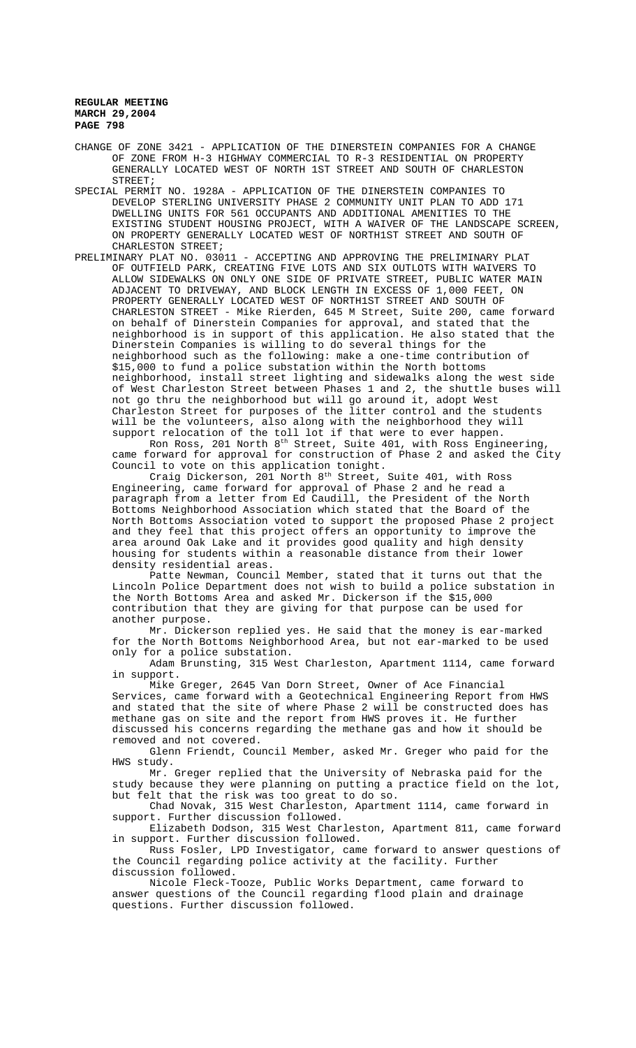CHANGE OF ZONE 3421 - APPLICATION OF THE DINERSTEIN COMPANIES FOR A CHANGE OF ZONE FROM H-3 HIGHWAY COMMERCIAL TO R-3 RESIDENTIAL ON PROPERTY GENERALLY LOCATED WEST OF NORTH 1ST STREET AND SOUTH OF CHARLESTON STREET;

SPECIAL PERMIT NO. 1928A - APPLICATION OF THE DINERSTEIN COMPANIES TO DEVELOP STERLING UNIVERSITY PHASE 2 COMMUNITY UNIT PLAN TO ADD 171 DWELLING UNITS FOR 561 OCCUPANTS AND ADDITIONAL AMENITIES TO THE EXISTING STUDENT HOUSING PROJECT, WITH A WAIVER OF THE LANDSCAPE SCREEN, ON PROPERTY GENERALLY LOCATED WEST OF NORTH1ST STREET AND SOUTH OF CHARLESTON STREET;

PRELIMINARY PLAT NO. 03011 - ACCEPTING AND APPROVING THE PRELIMINARY PLAT OF OUTFIELD PARK, CREATING FIVE LOTS AND SIX OUTLOTS WITH WAIVERS TO ALLOW SIDEWALKS ON ONLY ONE SIDE OF PRIVATE STREET, PUBLIC WATER MAIN ADJACENT TO DRIVEWAY, AND BLOCK LENGTH IN EXCESS OF 1,000 FEET, ON PROPERTY GENERALLY LOCATED WEST OF NORTH1ST STREET AND SOUTH OF CHARLESTON STREET - Mike Rierden, 645 M Street, Suite 200, came forward on behalf of Dinerstein Companies for approval, and stated that the neighborhood is in support of this application. He also stated that the Dinerstein Companies is willing to do several things for the neighborhood such as the following: make a one-time contribution of $15,000 to fund a police substation within the North bottoms neighborhood, install street lighting and sidewalks along the west side of West Charleston Street between Phases 1 and 2, the shuttle buses will not go thru the neighborhood but will go around it, adopt West Charleston Street for purposes of the litter control and the students will be the volunteers, also along with the neighborhood they will support relocation of the toll lot if that were to ever happen.

Ron Ross, 201 North 8th Street, Suite 401, with Ross Engineering, came forward for approval for construction of Phase 2 and asked the City Council to vote on this application tonight.

Craig Dickerson, 201 North 8th Street, Suite 401, with Ross Engineering, came forward for approval of Phase 2 and he read a paragraph from a letter from Ed Caudill, the President of the North Bottoms Neighborhood Association which stated that the Board of the North Bottoms Association voted to support the proposed Phase 2 project and they feel that this project offers an opportunity to improve the area around Oak Lake and it provides good quality and high density housing for students within a reasonable distance from their lower density residential areas.

Patte Newman, Council Member, stated that it turns out that the Lincoln Police Department does not wish to build a police substation in the North Bottoms Area and asked Mr. Dickerson if the $15,000 contribution that they are giving for that purpose can be used for another purpose.

Mr. Dickerson replied yes. He said that the money is ear-marked for the North Bottoms Neighborhood Area, but not ear-marked to be used only for a police substation.

Adam Brunsting, 315 West Charleston, Apartment 1114, came forward in support.

Mike Greger, 2645 Van Dorn Street, Owner of Ace Financial Services, came forward with a Geotechnical Engineering Report from HWS and stated that the site of where Phase 2 will be constructed does has methane gas on site and the report from HWS proves it. He further discussed his concerns regarding the methane gas and how it should be removed and not covered.

Glenn Friendt, Council Member, asked Mr. Greger who paid for the HWS study.

Mr. Greger replied that the University of Nebraska paid for the study because they were planning on putting a practice field on the lot, but felt that the risk was too great to do so.

Chad Novak, 315 West Charleston, Apartment 1114, came forward in support. Further discussion followed.

Elizabeth Dodson, 315 West Charleston, Apartment 811, came forward in support. Further discussion followed.

Russ Fosler, LPD Investigator, came forward to answer questions of the Council regarding police activity at the facility. Further discussion followed.

Nicole Fleck-Tooze, Public Works Department, came forward to answer questions of the Council regarding flood plain and drainage questions. Further discussion followed.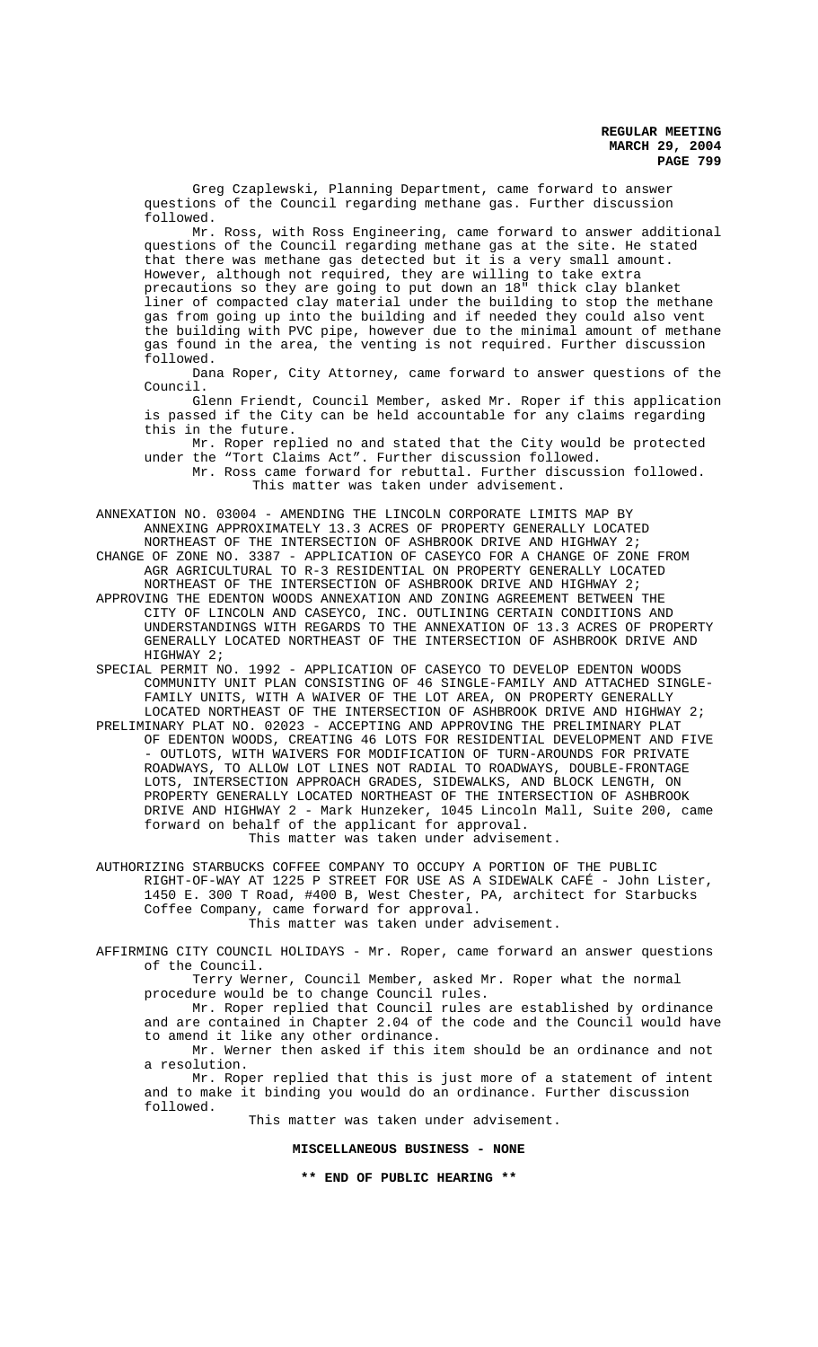Greg Czaplewski, Planning Department, came forward to answer questions of the Council regarding methane gas. Further discussion followed.

Mr. Ross, with Ross Engineering, came forward to answer additional questions of the Council regarding methane gas at the site. He stated that there was methane gas detected but it is a very small amount. However, although not required, they are willing to take extra precautions so they are going to put down an 18" thick clay blanket liner of compacted clay material under the building to stop the methane gas from going up into the building and if needed they could also vent the building with PVC pipe, however due to the minimal amount of methane gas found in the area, the venting is not required. Further discussion followed.

Dana Roper, City Attorney, came forward to answer questions of the Council.

Glenn Friendt, Council Member, asked Mr. Roper if this application is passed if the City can be held accountable for any claims regarding this in the future.

Mr. Roper replied no and stated that the City would be protected under the "Tort Claims Act". Further discussion followed.

Mr. Ross came forward for rebuttal. Further discussion followed.

This matter was taken under advisement.

ANNEXATION NO. 03004 - AMENDING THE LINCOLN CORPORATE LIMITS MAP BY ANNEXING APPROXIMATELY 13.3 ACRES OF PROPERTY GENERALLY LOCATED NORTHEAST OF THE INTERSECTION OF ASHBROOK DRIVE AND HIGHWAY 2;

CHANGE OF ZONE NO. 3387 - APPLICATION OF CASEYCO FOR A CHANGE OF ZONE FROM AGR AGRICULTURAL TO R-3 RESIDENTIAL ON PROPERTY GENERALLY LOCATED NORTHEAST OF THE INTERSECTION OF ASHBROOK DRIVE AND HIGHWAY 2;

APPROVING THE EDENTON WOODS ANNEXATION AND ZONING AGREEMENT BETWEEN THE CITY OF LINCOLN AND CASEYCO, INC. OUTLINING CERTAIN CONDITIONS AND UNDERSTANDINGS WITH REGARDS TO THE ANNEXATION OF 13.3 ACRES OF PROPERTY GENERALLY LOCATED NORTHEAST OF THE INTERSECTION OF ASHBROOK DRIVE AND HIGHWAY 2;

SPECIAL PERMIT NO. 1992 - APPLICATION OF CASEYCO TO DEVELOP EDENTON WOODS COMMUNITY UNIT PLAN CONSISTING OF 46 SINGLE-FAMILY AND ATTACHED SINGLE-FAMILY UNITS, WITH A WAIVER OF THE LOT AREA, ON PROPERTY GENERALLY LOCATED NORTHEAST OF THE INTERSECTION OF ASHBROOK DRIVE AND HIGHWAY 2;

PRELIMINARY PLAT NO. 02023 - ACCEPTING AND APPROVING THE PRELIMINARY PLAT OF EDENTON WOODS, CREATING 46 LOTS FOR RESIDENTIAL DEVELOPMENT AND FIVE - OUTLOTS, WITH WAIVERS FOR MODIFICATION OF TURN-AROUNDS FOR PRIVATE ROADWAYS, TO ALLOW LOT LINES NOT RADIAL TO ROADWAYS, DOUBLE-FRONTAGE LOTS, INTERSECTION APPROACH GRADES, SIDEWALKS, AND BLOCK LENGTH, ON PROPERTY GENERALLY LOCATED NORTHEAST OF THE INTERSECTION OF ASHBROOK DRIVE AND HIGHWAY 2 - Mark Hunzeker, 1045 Lincoln Mall, Suite 200, came forward on behalf of the applicant for approval.

This matter was taken under advisement.

AUTHORIZING STARBUCKS COFFEE COMPANY TO OCCUPY A PORTION OF THE PUBLIC RIGHT-OF-WAY AT 1225 P STREET FOR USE AS A SIDEWALK CAFÉ - John Lister, 1450 E. 300 T Road, #400 B, West Chester, PA, architect for Starbucks Coffee Company, came forward for approval.

This matter was taken under advisement.

AFFIRMING CITY COUNCIL HOLIDAYS - Mr. Roper, came forward an answer questions of the Council.

Terry Werner, Council Member, asked Mr. Roper what the normal procedure would be to change Council rules.

Mr. Roper replied that Council rules are established by ordinance and are contained in Chapter 2.04 of the code and the Council would have to amend it like any other ordinance.

Mr. Werner then asked if this item should be an ordinance and not a resolution.

Mr. Roper replied that this is just more of a statement of intent and to make it binding you would do an ordinance. Further discussion followed.

This matter was taken under advisement.

**MISCELLANEOUS BUSINESS - NONE**

**\*\* END OF PUBLIC HEARING \*\***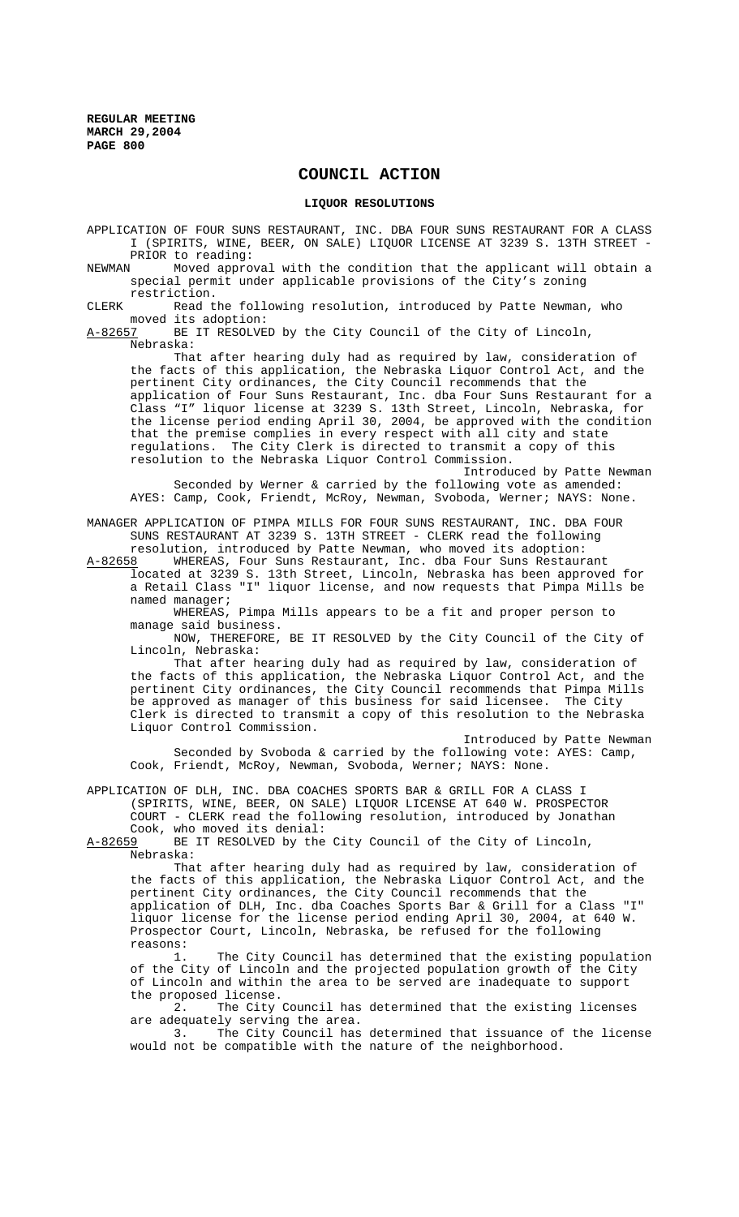## COUNCIL ACTION

### LIQUOR RESOLUTIONS

APPLICATION OF FOUR SUNS RESTAURANT, INC. DBA FOUR SUNS RESTAURANT FOR A CLASS I (SPIRITS, WINE, BEER, ON SALE) LIQUOR LICENSE AT 3239 S. 13TH STREET - PRIOR to reading:

NEWMAN Moved approval with the condition that the applicant will obtain a special permit under applicable provisions of the City's zoning restriction.

CLERK Read the following resolution, introduced by Patte Newman, who moved its adoption:

A-82657 BE IT RESOLVED by the City Council of the City of Lincoln, Nebraska:

That after hearing duly had as required by law, consideration of the facts of this application, the Nebraska Liquor Control Act, and the pertinent City ordinances, the City Council recommends that the application of Four Suns Restaurant, Inc. dba Four Suns Restaurant for a Class "I" liquor license at 3239 S. 13th Street, Lincoln, Nebraska, for the license period ending April 30, 2004, be approved with the condition that the premise complies in every respect with all city and state regulations. The City Clerk is directed to transmit a copy of this resolution to the Nebraska Liquor Control Commission.

Introduced by Patte Newman

Seconded by Werner & carried by the following vote as amended: AYES: Camp, Cook, Friendt, McRoy, Newman, Svoboda, Werner; NAYS: None.

MANAGER APPLICATION OF PIMPA MILLS FOR FOUR SUNS RESTAURANT, INC. DBA FOUR SUNS RESTAURANT AT 3239 S. 13TH STREET - CLERK read the following resolution, introduced by Patte Newman, who moved its adoption:

A-82658 WHEREAS, Four Suns Restaurant, Inc. dba Four Suns Restaurant located at 3239 S. 13th Street, Lincoln, Nebraska has been approved for a Retail Class "I" liquor license, and now requests that Pimpa Mills be named manager;

WHEREAS, Pimpa Mills appears to be a fit and proper person to manage said business.

NOW, THEREFORE, BE IT RESOLVED by the City Council of the City of Lincoln, Nebraska:

That after hearing duly had as required by law, consideration of the facts of this application, the Nebraska Liquor Control Act, and the pertinent City ordinances, the City Council recommends that Pimpa Mills be approved as manager of this business for said licensee. The City Clerk is directed to transmit a copy of this resolution to the Nebraska Liquor Control Commission.

Introduced by Patte Newman

Seconded by Svoboda & carried by the following vote: AYES: Camp, Cook, Friendt, McRoy, Newman, Svoboda, Werner; NAYS: None.

APPLICATION OF DLH, INC. DBA COACHES SPORTS BAR & GRILL FOR A CLASS I (SPIRITS, WINE, BEER, ON SALE) LIQUOR LICENSE AT 640 W. PROSPECTOR COURT - CLERK read the following resolution, introduced by Jonathan Cook, who moved its denial:

A-82659 BE IT RESOLVED by the City Council of the City of Lincoln, Nebraska:

That after hearing duly had as required by law, consideration of the facts of this application, the Nebraska Liquor Control Act, and the pertinent City ordinances, the City Council recommends that the application of DLH, Inc. dba Coaches Sports Bar & Grill for a Class "I" liquor license for the license period ending April 30, 2004, at 640 W. Prospector Court, Lincoln, Nebraska, be refused for the following reasons:

1. The City Council has determined that the existing population of the City of Lincoln and the projected population growth of the City of Lincoln and within the area to be served are inadequate to support the proposed license.
2. The City Council has determined that the existing licenses are adequately serving the area.
3. The City Council has determined that issuance of the license would not be compatible with the nature of the neighborhood.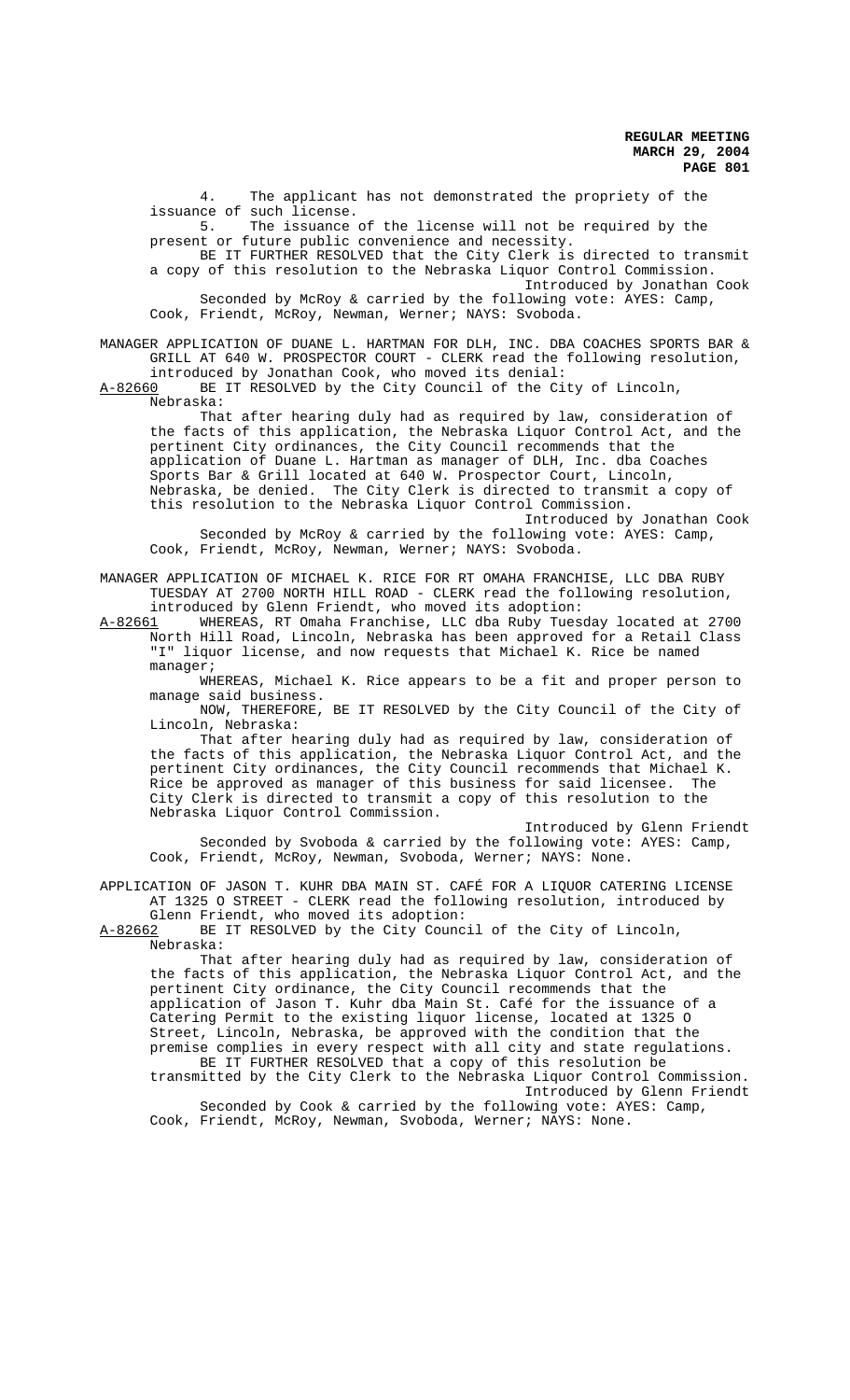4. The applicant has not demonstrated the propriety of the issuance of such license.

5. The issuance of the license will not be required by the present or future public convenience and necessity.

BE IT FURTHER RESOLVED that the City Clerk is directed to transmit a copy of this resolution to the Nebraska Liquor Control Commission.

Introduced by Jonathan Cook

Seconded by McRoy & carried by the following vote: AYES: Camp, Cook, Friendt, McRoy, Newman, Werner; NAYS: Svoboda.

MANAGER APPLICATION OF DUANE L. HARTMAN FOR DLH, INC. DBA COACHES SPORTS BAR & GRILL AT 640 W. PROSPECTOR COURT - CLERK read the following resolution, introduced by Jonathan Cook, who moved its denial:

A-82660 BE IT RESOLVED by the City Council of the City of Lincoln, Nebraska:

That after hearing duly had as required by law, consideration of the facts of this application, the Nebraska Liquor Control Act, and the pertinent City ordinances, the City Council recommends that the application of Duane L. Hartman as manager of DLH, Inc. dba Coaches Sports Bar & Grill located at 640 W. Prospector Court, Lincoln, Nebraska, be denied. The City Clerk is directed to transmit a copy of this resolution to the Nebraska Liquor Control Commission.

Introduced by Jonathan Cook

Seconded by McRoy & carried by the following vote: AYES: Camp, Cook, Friendt, McRoy, Newman, Werner; NAYS: Svoboda.

MANAGER APPLICATION OF MICHAEL K. RICE FOR RT OMAHA FRANCHISE, LLC DBA RUBY TUESDAY AT 2700 NORTH HILL ROAD - CLERK read the following resolution, introduced by Glenn Friendt, who moved its adoption:

A-82661 WHEREAS, RT Omaha Franchise, LLC dba Ruby Tuesday located at 2700 North Hill Road, Lincoln, Nebraska has been approved for a Retail Class "I" liquor license, and now requests that Michael K. Rice be named manager;

WHEREAS, Michael K. Rice appears to be a fit and proper person to manage said business.

NOW, THEREFORE, BE IT RESOLVED by the City Council of the City of Lincoln, Nebraska:

That after hearing duly had as required by law, consideration of the facts of this application, the Nebraska Liquor Control Act, and the pertinent City ordinances, the City Council recommends that Michael K. Rice be approved as manager of this business for said licensee. The City Clerk is directed to transmit a copy of this resolution to the Nebraska Liquor Control Commission.

Introduced by Glenn Friendt

Seconded by Svoboda & carried by the following vote: AYES: Camp, Cook, Friendt, McRoy, Newman, Svoboda, Werner; NAYS: None.

APPLICATION OF JASON T. KUHR DBA MAIN ST. CAFÉ FOR A LIQUOR CATERING LICENSE AT 1325 O STREET - CLERK read the following resolution, introduced by Glenn Friendt, who moved its adoption:

A-82662 BE IT RESOLVED by the City Council of the City of Lincoln, Nebraska:

That after hearing duly had as required by law, consideration of the facts of this application, the Nebraska Liquor Control Act, and the pertinent City ordinance, the City Council recommends that the application of Jason T. Kuhr dba Main St. Café for the issuance of a Catering Permit to the existing liquor license, located at 1325 O Street, Lincoln, Nebraska, be approved with the condition that the premise complies in every respect with all city and state regulations.

BE IT FURTHER RESOLVED that a copy of this resolution be transmitted by the City Clerk to the Nebraska Liquor Control Commission.

Introduced by Glenn Friendt

Seconded by Cook & carried by the following vote: AYES: Camp, Cook, Friendt, McRoy, Newman, Svoboda, Werner; NAYS: None.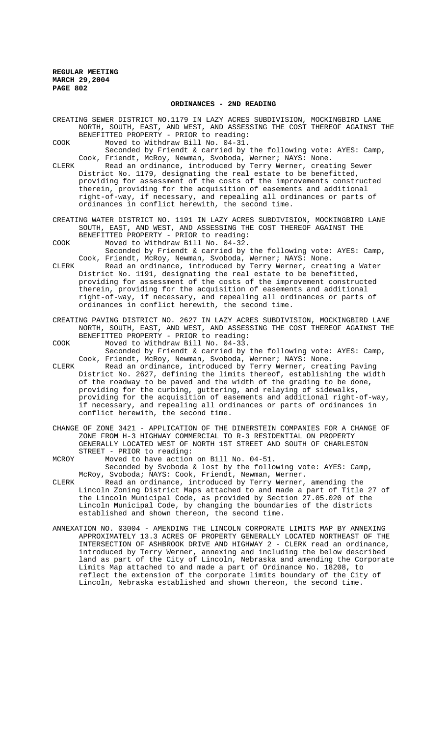## ORDINANCES - 2ND READING

CREATING SEWER DISTRICT NO.1179 IN LAZY ACRES SUBDIVISION, MOCKINGBIRD LANE NORTH, SOUTH, EAST, AND WEST, AND ASSESSING THE COST THEREOF AGAINST THE BENEFITTED PROPERTY - PRIOR to reading:

COOK Moved to Withdraw Bill No. 04-31.

Seconded by Friendt & carried by the following vote: AYES: Camp, Cook, Friendt, McRoy, Newman, Svoboda, Werner; NAYS: None.

CLERK Read an ordinance, introduced by Terry Werner, creating Sewer District No. 1179, designating the real estate to be benefitted, providing for assessment of the costs of the improvements constructed therein, providing for the acquisition of easements and additional right-of-way, if necessary, and repealing all ordinances or parts of ordinances in conflict herewith, the second time.

CREATING WATER DISTRICT NO. 1191 IN LAZY ACRES SUBDIVISION, MOCKINGBIRD LANE SOUTH, EAST, AND WEST, AND ASSESSING THE COST THEREOF AGAINST THE BENEFITTED PROPERTY - PRIOR to reading:

COOK Moved to Withdraw Bill No. 04-32.

Seconded by Friendt & carried by the following vote: AYES: Camp, Cook, Friendt, McRoy, Newman, Svoboda, Werner; NAYS: None.

CLERK Read an ordinance, introduced by Terry Werner, creating a Water District No. 1191, designating the real estate to be benefitted, providing for assessment of the costs of the improvement constructed therein, providing for the acquisition of easements and additional right-of-way, if necessary, and repealing all ordinances or parts of ordinances in conflict herewith, the second time.

CREATING PAVING DISTRICT NO. 2627 IN LAZY ACRES SUBDIVISION, MOCKINGBIRD LANE NORTH, SOUTH, EAST, AND WEST, AND ASSESSING THE COST THEREOF AGAINST THE BENEFITTED PROPERTY - PRIOR to reading:

COOK Moved to Withdraw Bill No. 04-33.

Seconded by Friendt & carried by the following vote: AYES: Camp, Cook, Friendt, McRoy, Newman, Svoboda, Werner; NAYS: None.

CLERK Read an ordinance, introduced by Terry Werner, creating Paving District No. 2627, defining the limits thereof, establishing the width of the roadway to be paved and the width of the grading to be done, providing for the curbing, guttering, and relaying of sidewalks, providing for the acquisition of easements and additional right-of-way, if necessary, and repealing all ordinances or parts of ordinances in conflict herewith, the second time.

CHANGE OF ZONE 3421 - APPLICATION OF THE DINERSTEIN COMPANIES FOR A CHANGE OF ZONE FROM H-3 HIGHWAY COMMERCIAL TO R-3 RESIDENTIAL ON PROPERTY GENERALLY LOCATED WEST OF NORTH 1ST STREET AND SOUTH OF CHARLESTON STREET - PRIOR to reading:

MCROY Moved to have action on Bill No. 04-51.

Seconded by Svoboda & lost by the following vote: AYES: Camp, McRoy, Svoboda; NAYS: Cook, Friendt, Newman, Werner.

CLERK Read an ordinance, introduced by Terry Werner, amending the Lincoln Zoning District Maps attached to and made a part of Title 27 of the Lincoln Municipal Code, as provided by Section 27.05.020 of the Lincoln Municipal Code, by changing the boundaries of the districts established and shown thereon, the second time.

ANNEXATION NO. 03004 - AMENDING THE LINCOLN CORPORATE LIMITS MAP BY ANNEXING APPROXIMATELY 13.3 ACRES OF PROPERTY GENERALLY LOCATED NORTHEAST OF THE INTERSECTION OF ASHBROOK DRIVE AND HIGHWAY 2 - CLERK read an ordinance, introduced by Terry Werner, annexing and including the below described land as part of the City of Lincoln, Nebraska and amending the Corporate Limits Map attached to and made a part of Ordinance No. 18208, to reflect the extension of the corporate limits boundary of the City of Lincoln, Nebraska established and shown thereon, the second time.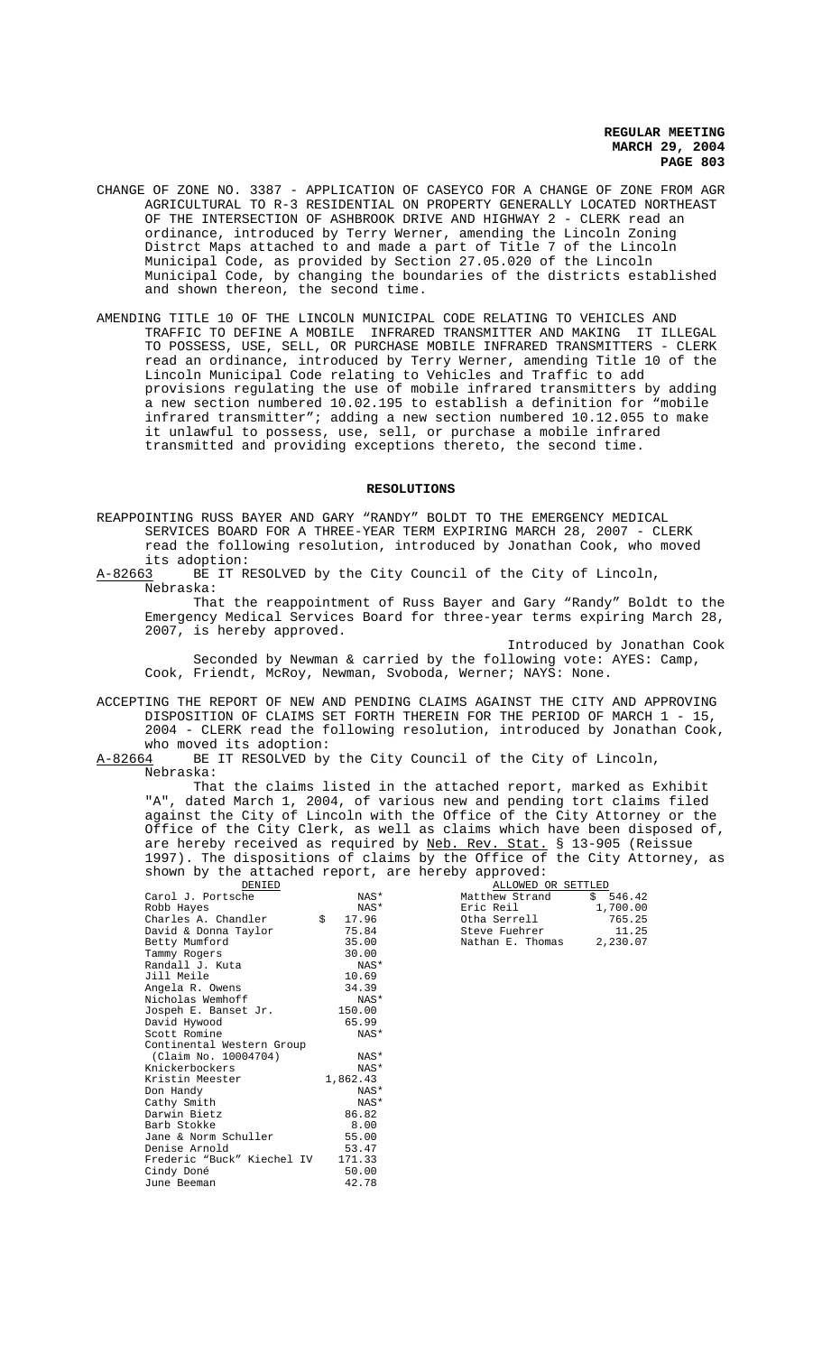CHANGE OF ZONE NO. 3387 - APPLICATION OF CASEYCO FOR A CHANGE OF ZONE FROM AGR AGRICULTURAL TO R-3 RESIDENTIAL ON PROPERTY GENERALLY LOCATED NORTHEAST OF THE INTERSECTION OF ASHBROOK DRIVE AND HIGHWAY 2 - CLERK read an ordinance, introduced by Terry Werner, amending the Lincoln Zoning Distrct Maps attached to and made a part of Title 7 of the Lincoln Municipal Code, as provided by Section 27.05.020 of the Lincoln Municipal Code, by changing the boundaries of the districts established and shown thereon, the second time.

AMENDING TITLE 10 OF THE LINCOLN MUNICIPAL CODE RELATING TO VEHICLES AND TRAFFIC TO DEFINE A MOBILE INFRARED TRANSMITTER AND MAKING IT ILLEGAL TO POSSESS, USE, SELL, OR PURCHASE MOBILE INFRARED TRANSMITTERS - CLERK read an ordinance, introduced by Terry Werner, amending Title 10 of the Lincoln Municipal Code relating to Vehicles and Traffic to add provisions regulating the use of mobile infrared transmitters by adding a new section numbered 10.02.195 to establish a definition for "mobile infrared transmitter"; adding a new section numbered 10.12.055 to make it unlawful to possess, use, sell, or purchase a mobile infrared transmitted and providing exceptions thereto, the second time.

## RESOLUTIONS

REAPPOINTING RUSS BAYER AND GARY "RANDY" BOLDT TO THE EMERGENCY MEDICAL SERVICES BOARD FOR A THREE-YEAR TERM EXPIRING MARCH 28, 2007 - CLERK read the following resolution, introduced by Jonathan Cook, who moved its adoption:

A-82663 BE IT RESOLVED by the City Council of the City of Lincoln, Nebraska:

That the reappointment of Russ Bayer and Gary "Randy" Boldt to the Emergency Medical Services Board for three-year terms expiring March 28, 2007, is hereby approved.

Introduced by Jonathan Cook

Seconded by Newman & carried by the following vote: AYES: Camp, Cook, Friendt, McRoy, Newman, Svoboda, Werner; NAYS: None.

ACCEPTING THE REPORT OF NEW AND PENDING CLAIMS AGAINST THE CITY AND APPROVING DISPOSITION OF CLAIMS SET FORTH THEREIN FOR THE PERIOD OF MARCH 1 - 15, 2004 - CLERK read the following resolution, introduced by Jonathan Cook, who moved its adoption:

A-82664 BE IT RESOLVED by the City Council of the City of Lincoln, Nebraska:

That the claims listed in the attached report, marked as Exhibit "A", dated March 1, 2004, of various new and pending tort claims filed against the City of Lincoln with the Office of the City Attorney or the Office of the City Clerk, as well as claims which have been disposed of, are hereby received as required by Neb. Rev. Stat. § 13-905 (Reissue 1997). The dispositions of claims by the Office of the City Attorney, as shown by the attached report, are hereby approved:

| DENIED | | ALLOWED OR SETTLED | |
|---|---|---|---|
| Carol J. Portsche | NAS* | Matthew Strand | $ 546.42 |
| Robb Hayes | NAS* | Eric Reil | 1,700.00 |
| Charles A. Chandler | $ 17.96 | Otha Serrell | 765.25 |
| David & Donna Taylor | 75.84 | Steve Fuehrer | 11.25 |
| Betty Mumford | 35.00 | Nathan E. Thomas | 2,230.07 |
| Tammy Rogers | 30.00 | | |
| Randall J. Kuta | NAS* | | |
| Jill Meile | 10.69 | | |
| Angela R. Owens | 34.39 | | |
| Nicholas Wemhoff | NAS* | | |
| Jospeh E. Banset Jr. | 150.00 | | |
| David Hywood | 65.99 | | |
| Scott Romine | NAS* | | |
| Continental Western Group (Claim No. 10004704) | NAS* | | |
| Knickerbockers | NAS* | | |
| Kristin Meester | 1,862.43 | | |
| Don Handy | NAS* | | |
| Cathy Smith | NAS* | | |
| Darwin Bietz | 86.82 | | |
| Barb Stokke | 8.00 | | |
| Jane & Norm Schuller | 55.00 | | |
| Denise Arnold | 53.47 | | |
| Frederic "Buck" Kiechel IV | 171.33 | | |
| Cindy Doné | 50.00 | | |
| June Beeman | 42.78 | | |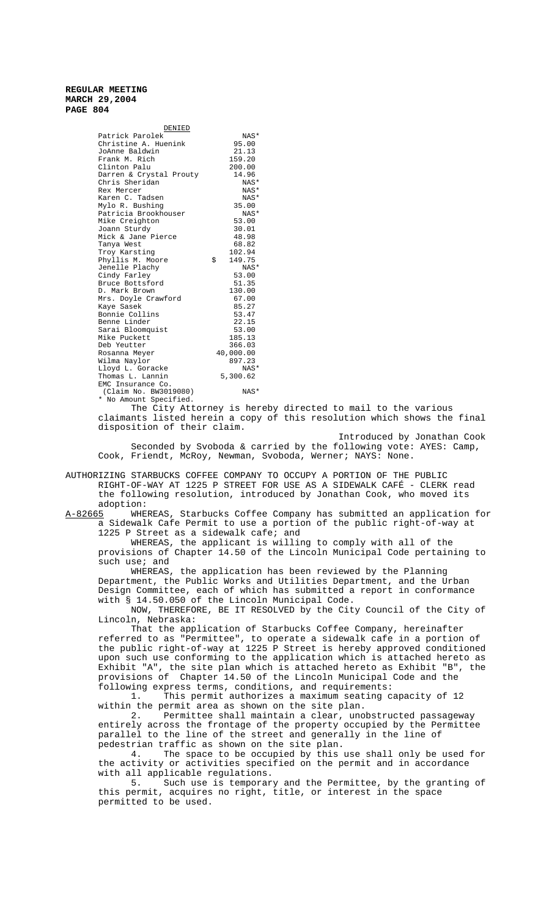**DENIED**

| Name | Amount |
|---|---|
| Patrick Parolek | NAS* |
| Christine A. Huenink | 95.00 |
| JoAnne Baldwin | 21.13 |
| Frank M. Rich | 159.20 |
| Clinton Palu | 200.00 |
| Darren & Crystal Prouty | 14.96 |
| Chris Sheridan | NAS* |
| Rex Mercer | NAS* |
| Karen C. Tadsen | NAS* |
| Mylo R. Bushing | 35.00 |
| Patricia Brookhouser | NAS* |
| Mike Creighton | 53.00 |
| Joann Sturdy | 30.01 |
| Mick & Jane Pierce | 48.98 |
| Tanya West | 68.82 |
| Troy Karsting | 102.94 |
| Phyllis M. Moore | $ 149.75 |
| Jenelle Plachy | NAS* |
| Cindy Farley | 53.00 |
| Bruce Bottsford | 51.35 |
| D. Mark Brown | 130.00 |
| Mrs. Doyle Crawford | 67.00 |
| Kaye Sasek | 85.27 |
| Bonnie Collins | 53.47 |
| Benne Linder | 22.15 |
| Sarai Bloomquist | 53.00 |
| Mike Puckett | 185.13 |
| Deb Yeutter | 366.03 |
| Rosanna Meyer | 40,000.00 |
| Wilma Naylor | 897.23 |
| Lloyd L. Goracke | NAS* |
| Thomas L. Lannin | 5,300.62 |
| EMC Insurance Co. (Claim No. BW3019080) | NAS* |

\* No Amount Specified.

The City Attorney is hereby directed to mail to the various claimants listed herein a copy of this resolution which shows the final disposition of their claim.

Introduced by Jonathan Cook

Seconded by Svoboda & carried by the following vote: AYES: Camp, Cook, Friendt, McRoy, Newman, Svoboda, Werner; NAYS: None.

AUTHORIZING STARBUCKS COFFEE COMPANY TO OCCUPY A PORTION OF THE PUBLIC RIGHT-OF-WAY AT 1225 P STREET FOR USE AS A SIDEWALK CAFÉ - CLERK read the following resolution, introduced by Jonathan Cook, who moved its adoption:

A-82665 WHEREAS, Starbucks Coffee Company has submitted an application for a Sidewalk Cafe Permit to use a portion of the public right-of-way at 1225 P Street as a sidewalk cafe; and

WHEREAS, the applicant is willing to comply with all of the provisions of Chapter 14.50 of the Lincoln Municipal Code pertaining to such use; and

WHEREAS, the application has been reviewed by the Planning Department, the Public Works and Utilities Department, and the Urban Design Committee, each of which has submitted a report in conformance with § 14.50.050 of the Lincoln Municipal Code.

NOW, THEREFORE, BE IT RESOLVED by the City Council of the City of Lincoln, Nebraska:

That the application of Starbucks Coffee Company, hereinafter referred to as "Permittee", to operate a sidewalk cafe in a portion of the public right-of-way at 1225 P Street is hereby approved conditioned upon such use conforming to the application which is attached hereto as Exhibit "A", the site plan which is attached hereto as Exhibit "B", the provisions of Chapter 14.50 of the Lincoln Municipal Code and the following express terms, conditions, and requirements:

1. This permit authorizes a maximum seating capacity of 12 within the permit area as shown on the site plan.

2. Permittee shall maintain a clear, unobstructed passageway entirely across the frontage of the property occupied by the Permittee parallel to the line of the street and generally in the line of pedestrian traffic as shown on the site plan.

4. The space to be occupied by this use shall only be used for the activity or activities specified on the permit and in accordance with all applicable regulations.

5. Such use is temporary and the Permittee, by the granting of this permit, acquires no right, title, or interest in the space permitted to be used.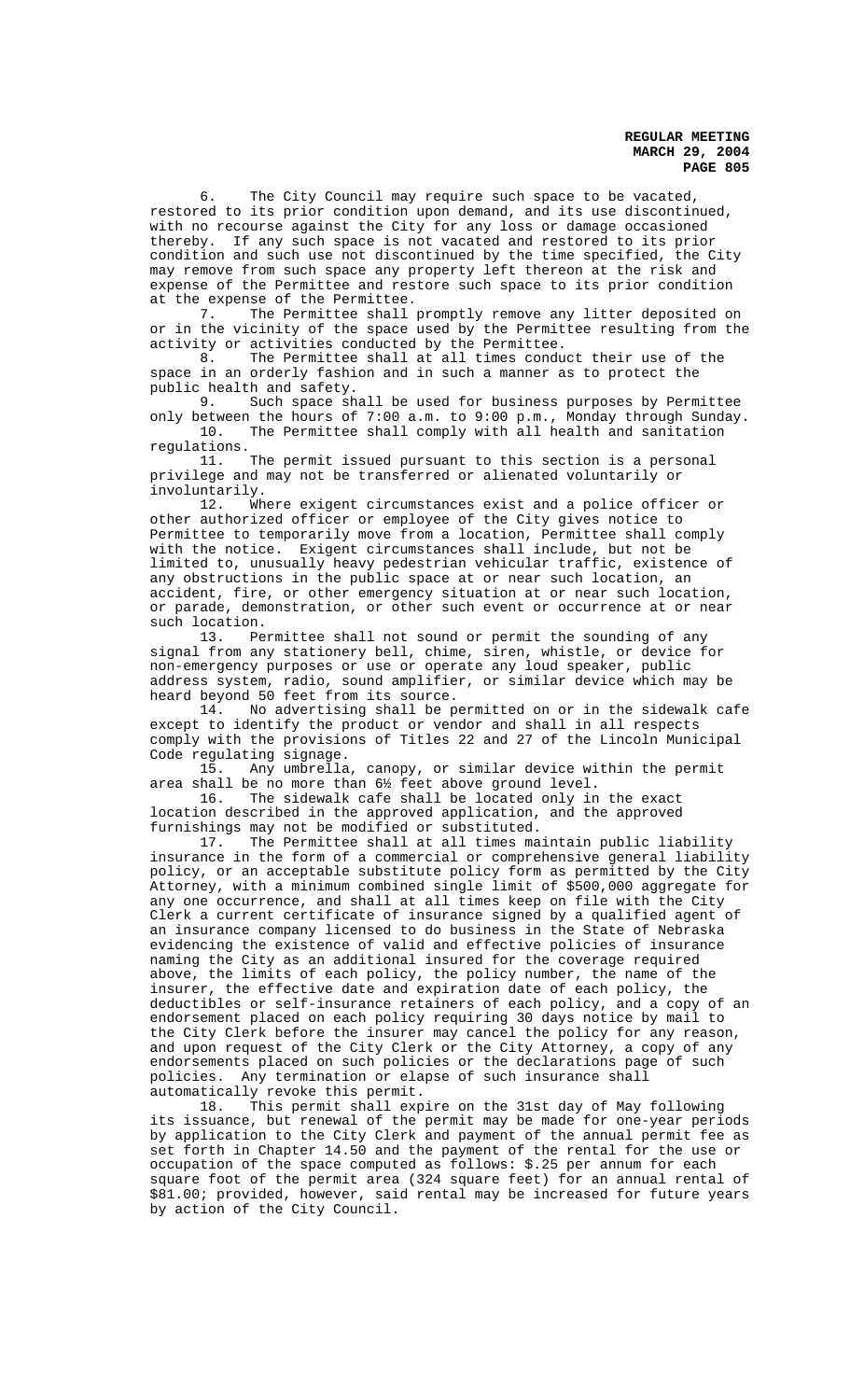6. The City Council may require such space to be vacated, restored to its prior condition upon demand, and its use discontinued, with no recourse against the City for any loss or damage occasioned thereby. If any such space is not vacated and restored to its prior condition and such use not discontinued by the time specified, the City may remove from such space any property left thereon at the risk and expense of the Permittee and restore such space to its prior condition at the expense of the Permittee.

7. The Permittee shall promptly remove any litter deposited on or in the vicinity of the space used by the Permittee resulting from the activity or activities conducted by the Permittee.

8. The Permittee shall at all times conduct their use of the space in an orderly fashion and in such a manner as to protect the public health and safety.

9. Such space shall be used for business purposes by Permittee only between the hours of 7:00 a.m. to 9:00 p.m., Monday through Sunday.

10. The Permittee shall comply with all health and sanitation regulations.

11. The permit issued pursuant to this section is a personal privilege and may not be transferred or alienated voluntarily or involuntarily.

12. Where exigent circumstances exist and a police officer or other authorized officer or employee of the City gives notice to Permittee to temporarily move from a location, Permittee shall comply with the notice. Exigent circumstances shall include, but not be limited to, unusually heavy pedestrian vehicular traffic, existence of any obstructions in the public space at or near such location, an accident, fire, or other emergency situation at or near such location, or parade, demonstration, or other such event or occurrence at or near such location.

13. Permittee shall not sound or permit the sounding of any signal from any stationery bell, chime, siren, whistle, or device for non-emergency purposes or use or operate any loud speaker, public address system, radio, sound amplifier, or similar device which may be heard beyond 50 feet from its source.

14. No advertising shall be permitted on or in the sidewalk cafe except to identify the product or vendor and shall in all respects comply with the provisions of Titles 22 and 27 of the Lincoln Municipal Code regulating signage.

15. Any umbrella, canopy, or similar device within the permit area shall be no more than 6½ feet above ground level.

16. The sidewalk cafe shall be located only in the exact location described in the approved application, and the approved furnishings may not be modified or substituted.

17. The Permittee shall at all times maintain public liability insurance in the form of a commercial or comprehensive general liability policy, or an acceptable substitute policy form as permitted by the City Attorney, with a minimum combined single limit of $500,000 aggregate for any one occurrence, and shall at all times keep on file with the City Clerk a current certificate of insurance signed by a qualified agent of an insurance company licensed to do business in the State of Nebraska evidencing the existence of valid and effective policies of insurance naming the City as an additional insured for the coverage required above, the limits of each policy, the policy number, the name of the insurer, the effective date and expiration date of each policy, the deductibles or self-insurance retainers of each policy, and a copy of an endorsement placed on each policy requiring 30 days notice by mail to the City Clerk before the insurer may cancel the policy for any reason, and upon request of the City Clerk or the City Attorney, a copy of any endorsements placed on such policies or the declarations page of such policies. Any termination or elapse of such insurance shall automatically revoke this permit.

18. This permit shall expire on the 31st day of May following its issuance, but renewal of the permit may be made for one-year periods by application to the City Clerk and payment of the annual permit fee as set forth in Chapter 14.50 and the payment of the rental for the use or occupation of the space computed as follows: $.25 per annum for each square foot of the permit area (324 square feet) for an annual rental of $81.00; provided, however, said rental may be increased for future years by action of the City Council.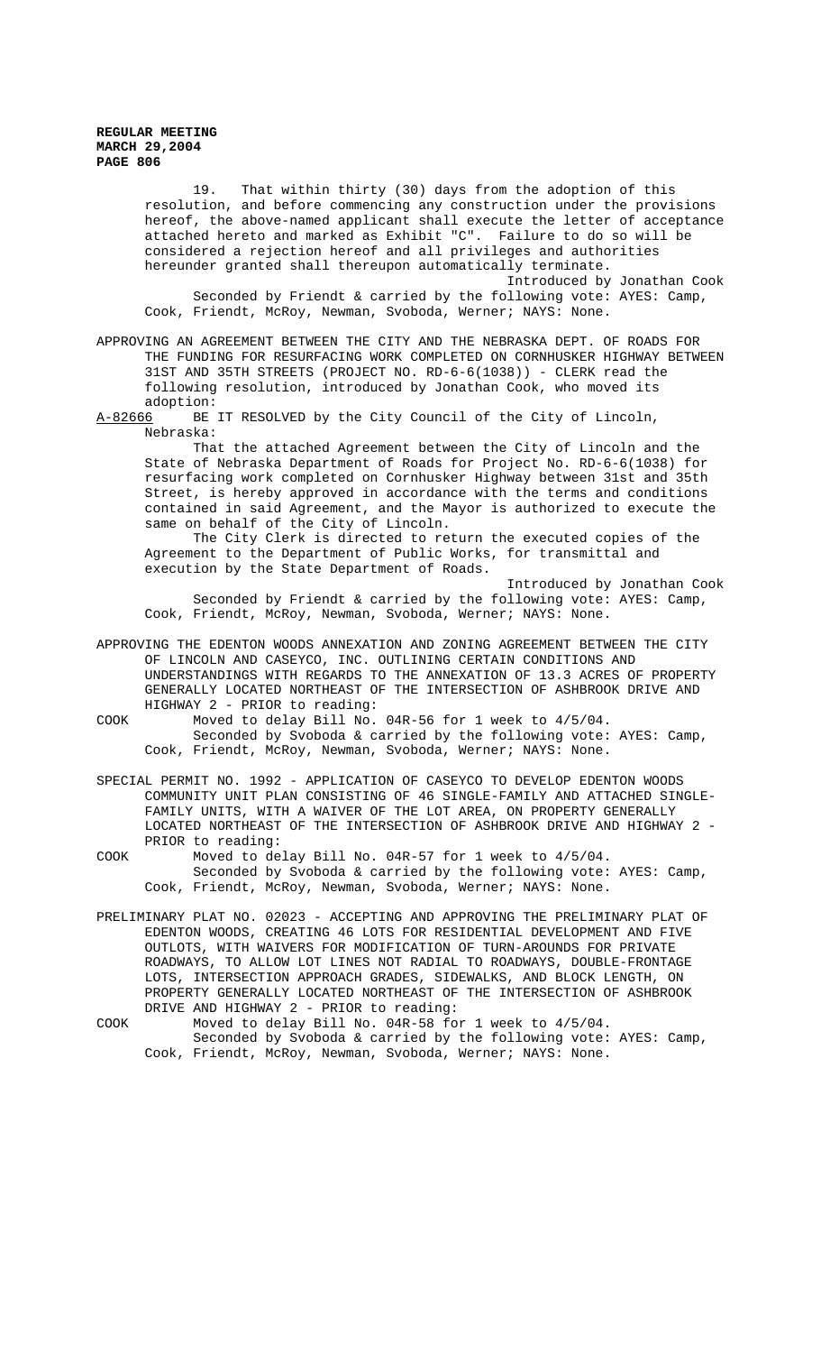19. That within thirty (30) days from the adoption of this resolution, and before commencing any construction under the provisions hereof, the above-named applicant shall execute the letter of acceptance attached hereto and marked as Exhibit "C". Failure to do so will be considered a rejection hereof and all privileges and authorities hereunder granted shall thereupon automatically terminate.

Introduced by Jonathan Cook

Seconded by Friendt & carried by the following vote: AYES: Camp, Cook, Friendt, McRoy, Newman, Svoboda, Werner; NAYS: None.

APPROVING AN AGREEMENT BETWEEN THE CITY AND THE NEBRASKA DEPT. OF ROADS FOR THE FUNDING FOR RESURFACING WORK COMPLETED ON CORNHUSKER HIGHWAY BETWEEN 31ST AND 35TH STREETS (PROJECT NO. RD-6-6(1038)) - CLERK read the following resolution, introduced by Jonathan Cook, who moved its adoption:

A-82666 BE IT RESOLVED by the City Council of the City of Lincoln, Nebraska:

That the attached Agreement between the City of Lincoln and the State of Nebraska Department of Roads for Project No. RD-6-6(1038) for resurfacing work completed on Cornhusker Highway between 31st and 35th Street, is hereby approved in accordance with the terms and conditions contained in said Agreement, and the Mayor is authorized to execute the same on behalf of the City of Lincoln.

The City Clerk is directed to return the executed copies of the Agreement to the Department of Public Works, for transmittal and execution by the State Department of Roads.

Introduced by Jonathan Cook

Seconded by Friendt & carried by the following vote: AYES: Camp, Cook, Friendt, McRoy, Newman, Svoboda, Werner; NAYS: None.

APPROVING THE EDENTON WOODS ANNEXATION AND ZONING AGREEMENT BETWEEN THE CITY OF LINCOLN AND CASEYCO, INC. OUTLINING CERTAIN CONDITIONS AND UNDERSTANDINGS WITH REGARDS TO THE ANNEXATION OF 13.3 ACRES OF PROPERTY GENERALLY LOCATED NORTHEAST OF THE INTERSECTION OF ASHBROOK DRIVE AND HIGHWAY 2 - PRIOR to reading:

COOK Moved to delay Bill No. 04R-56 for 1 week to 4/5/04.

Seconded by Svoboda & carried by the following vote: AYES: Camp, Cook, Friendt, McRoy, Newman, Svoboda, Werner; NAYS: None.

SPECIAL PERMIT NO. 1992 - APPLICATION OF CASEYCO TO DEVELOP EDENTON WOODS COMMUNITY UNIT PLAN CONSISTING OF 46 SINGLE-FAMILY AND ATTACHED SINGLE-FAMILY UNITS, WITH A WAIVER OF THE LOT AREA, ON PROPERTY GENERALLY LOCATED NORTHEAST OF THE INTERSECTION OF ASHBROOK DRIVE AND HIGHWAY 2 - PRIOR to reading:

COOK Moved to delay Bill No. 04R-57 for 1 week to 4/5/04.

Seconded by Svoboda & carried by the following vote: AYES: Camp, Cook, Friendt, McRoy, Newman, Svoboda, Werner; NAYS: None.

PRELIMINARY PLAT NO. 02023 - ACCEPTING AND APPROVING THE PRELIMINARY PLAT OF EDENTON WOODS, CREATING 46 LOTS FOR RESIDENTIAL DEVELOPMENT AND FIVE OUTLOTS, WITH WAIVERS FOR MODIFICATION OF TURN-AROUNDS FOR PRIVATE ROADWAYS, TO ALLOW LOT LINES NOT RADIAL TO ROADWAYS, DOUBLE-FRONTAGE LOTS, INTERSECTION APPROACH GRADES, SIDEWALKS, AND BLOCK LENGTH, ON PROPERTY GENERALLY LOCATED NORTHEAST OF THE INTERSECTION OF ASHBROOK DRIVE AND HIGHWAY 2 - PRIOR to reading:

COOK Moved to delay Bill No. 04R-58 for 1 week to 4/5/04.

Seconded by Svoboda & carried by the following vote: AYES: Camp, Cook, Friendt, McRoy, Newman, Svoboda, Werner; NAYS: None.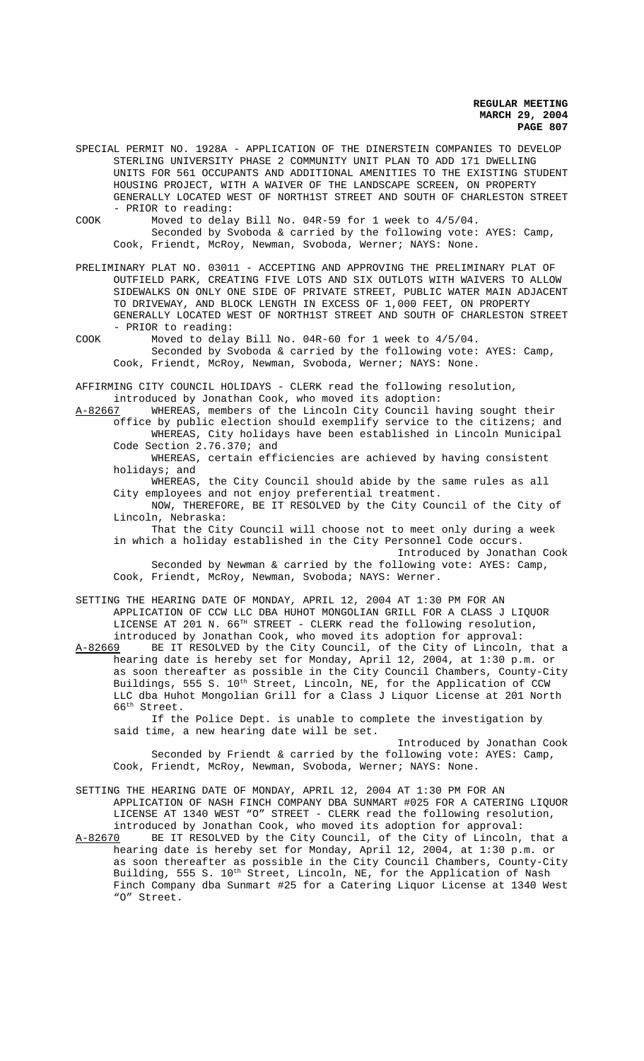SPECIAL PERMIT NO. 1928A - APPLICATION OF THE DINERSTEIN COMPANIES TO DEVELOP STERLING UNIVERSITY PHASE 2 COMMUNITY UNIT PLAN TO ADD 171 DWELLING UNITS FOR 561 OCCUPANTS AND ADDITIONAL AMENITIES TO THE EXISTING STUDENT HOUSING PROJECT, WITH A WAIVER OF THE LANDSCAPE SCREEN, ON PROPERTY GENERALLY LOCATED WEST OF NORTH1ST STREET AND SOUTH OF CHARLESTON STREET - PRIOR to reading:

COOK Moved to delay Bill No. 04R-59 for 1 week to 4/5/04.
Seconded by Svoboda & carried by the following vote: AYES: Camp, Cook, Friendt, McRoy, Newman, Svoboda, Werner; NAYS: None.

PRELIMINARY PLAT NO. 03011 - ACCEPTING AND APPROVING THE PRELIMINARY PLAT OF OUTFIELD PARK, CREATING FIVE LOTS AND SIX OUTLOTS WITH WAIVERS TO ALLOW SIDEWALKS ON ONLY ONE SIDE OF PRIVATE STREET, PUBLIC WATER MAIN ADJACENT TO DRIVEWAY, AND BLOCK LENGTH IN EXCESS OF 1,000 FEET, ON PROPERTY GENERALLY LOCATED WEST OF NORTH1ST STREET AND SOUTH OF CHARLESTON STREET - PRIOR to reading:

COOK Moved to delay Bill No. 04R-60 for 1 week to 4/5/04.
Seconded by Svoboda & carried by the following vote: AYES: Camp, Cook, Friendt, McRoy, Newman, Svoboda, Werner; NAYS: None.

AFFIRMING CITY COUNCIL HOLIDAYS - CLERK read the following resolution, introduced by Jonathan Cook, who moved its adoption:

A-82667 WHEREAS, members of the Lincoln City Council having sought their office by public election should exemplify service to the citizens; and

WHEREAS, City holidays have been established in Lincoln Municipal Code Section 2.76.370; and

WHEREAS, certain efficiencies are achieved by having consistent holidays; and

WHEREAS, the City Council should abide by the same rules as all City employees and not enjoy preferential treatment.

NOW, THEREFORE, BE IT RESOLVED by the City Council of the City of Lincoln, Nebraska:

That the City Council will choose not to meet only during a week in which a holiday established in the City Personnel Code occurs.

Introduced by Jonathan Cook

Seconded by Newman & carried by the following vote: AYES: Camp, Cook, Friendt, McRoy, Newman, Svoboda; NAYS: Werner.

SETTING THE HEARING DATE OF MONDAY, APRIL 12, 2004 AT 1:30 PM FOR AN APPLICATION OF CCW LLC DBA HUHOT MONGOLIAN GRILL FOR A CLASS J LIQUOR LICENSE AT 201 N. 66TH STREET - CLERK read the following resolution, introduced by Jonathan Cook, who moved its adoption for approval:

A-82669 BE IT RESOLVED by the City Council, of the City of Lincoln, that a hearing date is hereby set for Monday, April 12, 2004, at 1:30 p.m. or as soon thereafter as possible in the City Council Chambers, County-City Buildings, 555 S. 10th Street, Lincoln, NE, for the Application of CCW LLC dba Huhot Mongolian Grill for a Class J Liquor License at 201 North 66th Street.

If the Police Dept. is unable to complete the investigation by said time, a new hearing date will be set.

Introduced by Jonathan Cook

Seconded by Friendt & carried by the following vote: AYES: Camp, Cook, Friendt, McRoy, Newman, Svoboda, Werner; NAYS: None.

SETTING THE HEARING DATE OF MONDAY, APRIL 12, 2004 AT 1:30 PM FOR AN APPLICATION OF NASH FINCH COMPANY DBA SUNMART #025 FOR A CATERING LIQUOR LICENSE AT 1340 WEST "O" STREET - CLERK read the following resolution, introduced by Jonathan Cook, who moved its adoption for approval:

A-82670 BE IT RESOLVED by the City Council, of the City of Lincoln, that a hearing date is hereby set for Monday, April 12, 2004, at 1:30 p.m. or as soon thereafter as possible in the City Council Chambers, County-City Building, 555 S. 10th Street, Lincoln, NE, for the Application of Nash Finch Company dba Sunmart #25 for a Catering Liquor License at 1340 West "O" Street.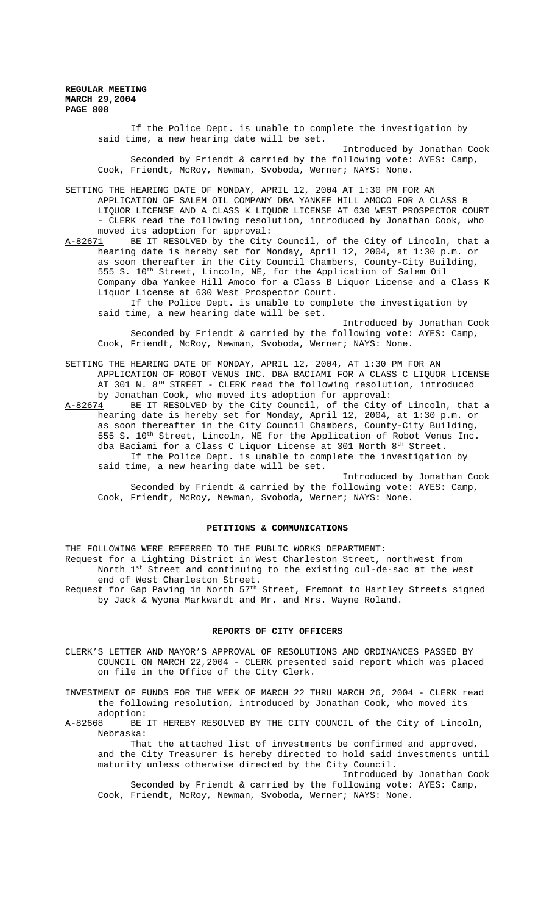If the Police Dept. is unable to complete the investigation by said time, a new hearing date will be set.

Introduced by Jonathan Cook

Seconded by Friendt & carried by the following vote: AYES: Camp, Cook, Friendt, McRoy, Newman, Svoboda, Werner; NAYS: None.

SETTING THE HEARING DATE OF MONDAY, APRIL 12, 2004 AT 1:30 PM FOR AN APPLICATION OF SALEM OIL COMPANY DBA YANKEE HILL AMOCO FOR A CLASS B LIQUOR LICENSE AND A CLASS K LIQUOR LICENSE AT 630 WEST PROSPECTOR COURT - CLERK read the following resolution, introduced by Jonathan Cook, who moved its adoption for approval:

A-82671 BE IT RESOLVED by the City Council, of the City of Lincoln, that a hearing date is hereby set for Monday, April 12, 2004, at 1:30 p.m. or as soon thereafter in the City Council Chambers, County-City Building, 555 S. 10th Street, Lincoln, NE, for the Application of Salem Oil Company dba Yankee Hill Amoco for a Class B Liquor License and a Class K Liquor License at 630 West Prospector Court.

If the Police Dept. is unable to complete the investigation by said time, a new hearing date will be set.

Introduced by Jonathan Cook

Seconded by Friendt & carried by the following vote: AYES: Camp, Cook, Friendt, McRoy, Newman, Svoboda, Werner; NAYS: None.

SETTING THE HEARING DATE OF MONDAY, APRIL 12, 2004, AT 1:30 PM FOR AN APPLICATION OF ROBOT VENUS INC. DBA BACIAMI FOR A CLASS C LIQUOR LICENSE AT 301 N. 8TH STREET - CLERK read the following resolution, introduced by Jonathan Cook, who moved its adoption for approval:

A-82674 BE IT RESOLVED by the City Council, of the City of Lincoln, that a hearing date is hereby set for Monday, April 12, 2004, at 1:30 p.m. or as soon thereafter in the City Council Chambers, County-City Building, 555 S. 10th Street, Lincoln, NE for the Application of Robot Venus Inc. dba Baciami for a Class C Liquor License at 301 North 8th Street.

If the Police Dept. is unable to complete the investigation by said time, a new hearing date will be set.

Introduced by Jonathan Cook

Seconded by Friendt & carried by the following vote: AYES: Camp, Cook, Friendt, McRoy, Newman, Svoboda, Werner; NAYS: None.

## PETITIONS & COMMUNICATIONS

THE FOLLOWING WERE REFERRED TO THE PUBLIC WORKS DEPARTMENT:

Request for a Lighting District in West Charleston Street, northwest from North 1st Street and continuing to the existing cul-de-sac at the west end of West Charleston Street.

Request for Gap Paving in North 57th Street, Fremont to Hartley Streets signed by Jack & Wyona Markwardt and Mr. and Mrs. Wayne Roland.

## REPORTS OF CITY OFFICERS

CLERK'S LETTER AND MAYOR'S APPROVAL OF RESOLUTIONS AND ORDINANCES PASSED BY COUNCIL ON MARCH 22,2004 - CLERK presented said report which was placed on file in the Office of the City Clerk.

INVESTMENT OF FUNDS FOR THE WEEK OF MARCH 22 THRU MARCH 26, 2004 - CLERK read the following resolution, introduced by Jonathan Cook, who moved its adoption:

A-82668 BE IT HEREBY RESOLVED BY THE CITY COUNCIL of the City of Lincoln, Nebraska:

That the attached list of investments be confirmed and approved, and the City Treasurer is hereby directed to hold said investments until maturity unless otherwise directed by the City Council.

Introduced by Jonathan Cook

Seconded by Friendt & carried by the following vote: AYES: Camp, Cook, Friendt, McRoy, Newman, Svoboda, Werner; NAYS: None.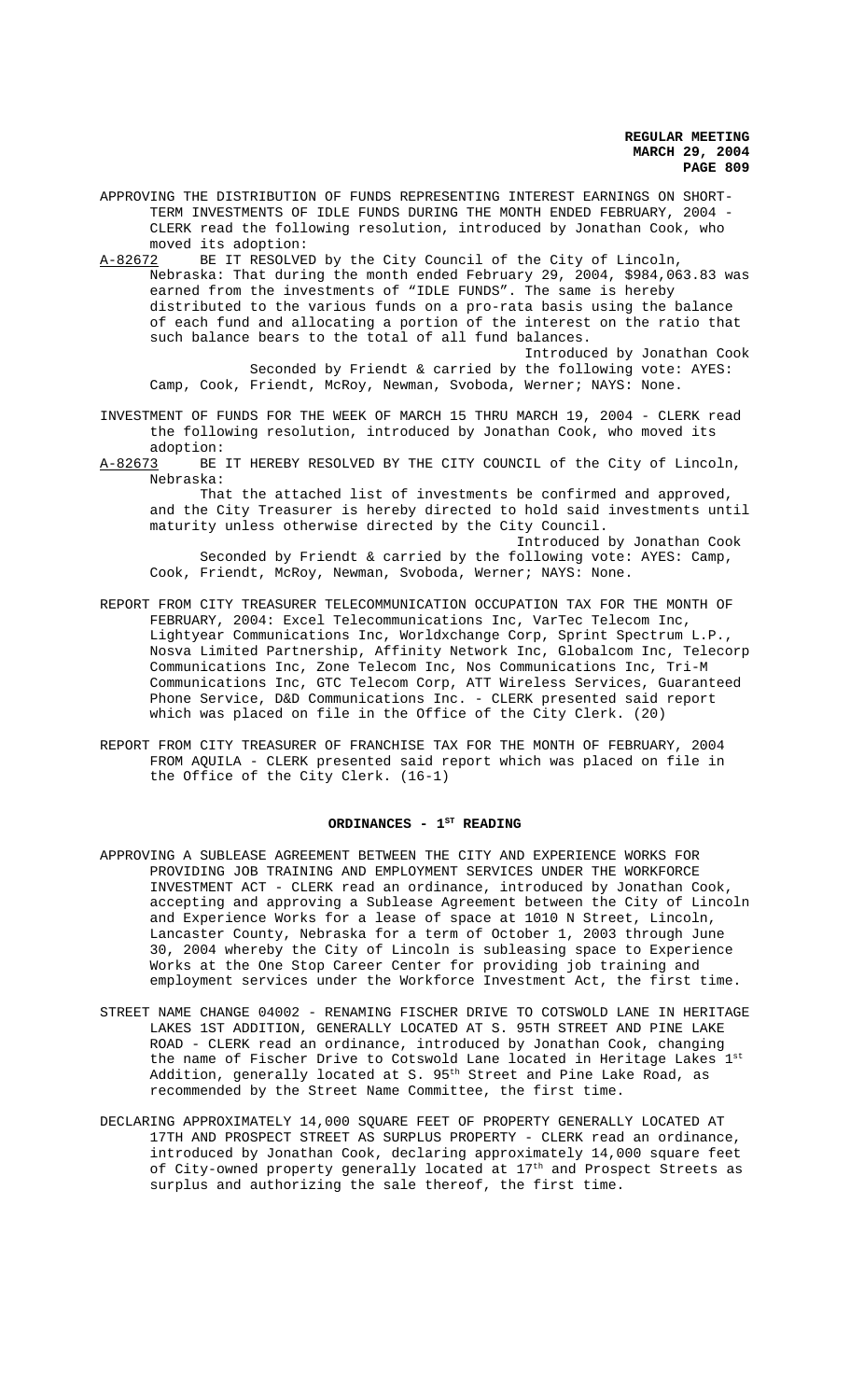APPROVING THE DISTRIBUTION OF FUNDS REPRESENTING INTEREST EARNINGS ON SHORT-TERM INVESTMENTS OF IDLE FUNDS DURING THE MONTH ENDED FEBRUARY, 2004 - CLERK read the following resolution, introduced by Jonathan Cook, who moved its adoption:

A-82672 BE IT RESOLVED by the City Council of the City of Lincoln, Nebraska: That during the month ended February 29, 2004, $984,063.83 was earned from the investments of "IDLE FUNDS". The same is hereby distributed to the various funds on a pro-rata basis using the balance of each fund and allocating a portion of the interest on the ratio that such balance bears to the total of all fund balances.

Introduced by Jonathan Cook

Seconded by Friendt & carried by the following vote: AYES: Camp, Cook, Friendt, McRoy, Newman, Svoboda, Werner; NAYS: None.

INVESTMENT OF FUNDS FOR THE WEEK OF MARCH 15 THRU MARCH 19, 2004 - CLERK read the following resolution, introduced by Jonathan Cook, who moved its adoption:

A-82673 BE IT HEREBY RESOLVED BY THE CITY COUNCIL of the City of Lincoln, Nebraska:

That the attached list of investments be confirmed and approved, and the City Treasurer is hereby directed to hold said investments until maturity unless otherwise directed by the City Council.

Introduced by Jonathan Cook

Seconded by Friendt & carried by the following vote: AYES: Camp, Cook, Friendt, McRoy, Newman, Svoboda, Werner; NAYS: None.

REPORT FROM CITY TREASURER TELECOMMUNICATION OCCUPATION TAX FOR THE MONTH OF FEBRUARY, 2004: Excel Telecommunications Inc, VarTec Telecom Inc, Lightyear Communications Inc, Worldxchange Corp, Sprint Spectrum L.P., Nosva Limited Partnership, Affinity Network Inc, Globalcom Inc, Telecorp Communications Inc, Zone Telecom Inc, Nos Communications Inc, Tri-M Communications Inc, GTC Telecom Corp, ATT Wireless Services, Guaranteed Phone Service, D&D Communications Inc. - CLERK presented said report which was placed on file in the Office of the City Clerk. (20)

REPORT FROM CITY TREASURER OF FRANCHISE TAX FOR THE MONTH OF FEBRUARY, 2004 FROM AQUILA - CLERK presented said report which was placed on file in the Office of the City Clerk. (16-1)

## ORDINANCES - 1ST READING

APPROVING A SUBLEASE AGREEMENT BETWEEN THE CITY AND EXPERIENCE WORKS FOR PROVIDING JOB TRAINING AND EMPLOYMENT SERVICES UNDER THE WORKFORCE INVESTMENT ACT - CLERK read an ordinance, introduced by Jonathan Cook, accepting and approving a Sublease Agreement between the City of Lincoln and Experience Works for a lease of space at 1010 N Street, Lincoln, Lancaster County, Nebraska for a term of October 1, 2003 through June 30, 2004 whereby the City of Lincoln is subleasing space to Experience Works at the One Stop Career Center for providing job training and employment services under the Workforce Investment Act, the first time.

STREET NAME CHANGE 04002 - RENAMING FISCHER DRIVE TO COTSWOLD LANE IN HERITAGE LAKES 1ST ADDITION, GENERALLY LOCATED AT S. 95TH STREET AND PINE LAKE ROAD - CLERK read an ordinance, introduced by Jonathan Cook, changing the name of Fischer Drive to Cotswold Lane located in Heritage Lakes 1st Addition, generally located at S. 95th Street and Pine Lake Road, as recommended by the Street Name Committee, the first time.

DECLARING APPROXIMATELY 14,000 SQUARE FEET OF PROPERTY GENERALLY LOCATED AT 17TH AND PROSPECT STREET AS SURPLUS PROPERTY - CLERK read an ordinance, introduced by Jonathan Cook, declaring approximately 14,000 square feet of City-owned property generally located at 17th and Prospect Streets as surplus and authorizing the sale thereof, the first time.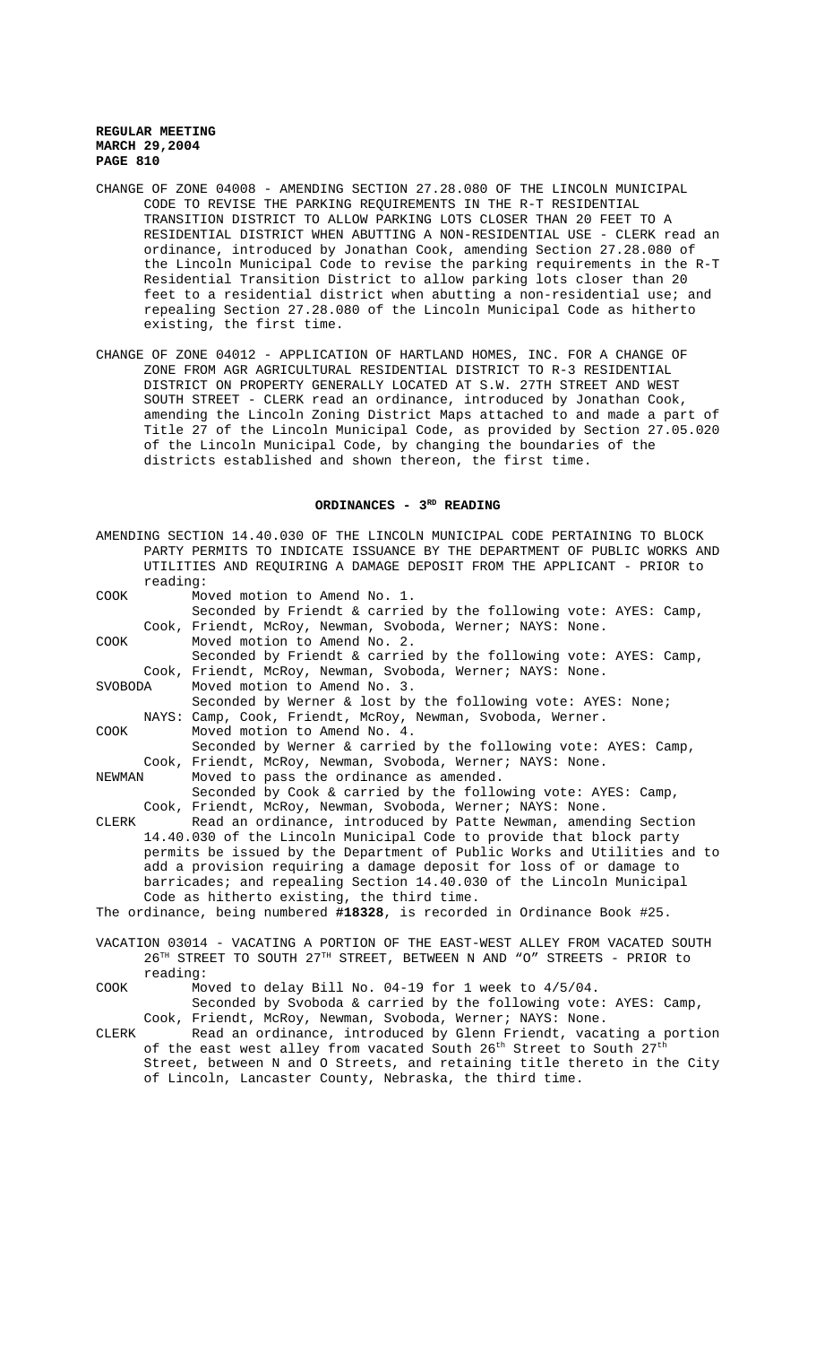CHANGE OF ZONE 04008 - AMENDING SECTION 27.28.080 OF THE LINCOLN MUNICIPAL CODE TO REVISE THE PARKING REQUIREMENTS IN THE R-T RESIDENTIAL TRANSITION DISTRICT TO ALLOW PARKING LOTS CLOSER THAN 20 FEET TO A RESIDENTIAL DISTRICT WHEN ABUTTING A NON-RESIDENTIAL USE - CLERK read an ordinance, introduced by Jonathan Cook, amending Section 27.28.080 of the Lincoln Municipal Code to revise the parking requirements in the R-T Residential Transition District to allow parking lots closer than 20 feet to a residential district when abutting a non-residential use; and repealing Section 27.28.080 of the Lincoln Municipal Code as hitherto existing, the first time.

CHANGE OF ZONE 04012 - APPLICATION OF HARTLAND HOMES, INC. FOR A CHANGE OF ZONE FROM AGR AGRICULTURAL RESIDENTIAL DISTRICT TO R-3 RESIDENTIAL DISTRICT ON PROPERTY GENERALLY LOCATED AT S.W. 27TH STREET AND WEST SOUTH STREET - CLERK read an ordinance, introduced by Jonathan Cook, amending the Lincoln Zoning District Maps attached to and made a part of Title 27 of the Lincoln Municipal Code, as provided by Section 27.05.020 of the Lincoln Municipal Code, by changing the boundaries of the districts established and shown thereon, the first time.

## ORDINANCES - 3RD READING

AMENDING SECTION 14.40.030 OF THE LINCOLN MUNICIPAL CODE PERTAINING TO BLOCK PARTY PERMITS TO INDICATE ISSUANCE BY THE DEPARTMENT OF PUBLIC WORKS AND UTILITIES AND REQUIRING A DAMAGE DEPOSIT FROM THE APPLICANT - PRIOR to reading:

COOK Moved motion to Amend No. 1.
Seconded by Friendt & carried by the following vote: AYES: Camp, Cook, Friendt, McRoy, Newman, Svoboda, Werner; NAYS: None.

COOK Moved motion to Amend No. 2.
Seconded by Friendt & carried by the following vote: AYES: Camp, Cook, Friendt, McRoy, Newman, Svoboda, Werner; NAYS: None.

SVOBODA Moved motion to Amend No. 3.
Seconded by Werner & lost by the following vote: AYES: None; NAYS: Camp, Cook, Friendt, McRoy, Newman, Svoboda, Werner.

COOK Moved motion to Amend No. 4.
Seconded by Werner & carried by the following vote: AYES: Camp, Cook, Friendt, McRoy, Newman, Svoboda, Werner; NAYS: None.

NEWMAN Moved to pass the ordinance as amended.
Seconded by Cook & carried by the following vote: AYES: Camp, Cook, Friendt, McRoy, Newman, Svoboda, Werner; NAYS: None.

CLERK Read an ordinance, introduced by Patte Newman, amending Section 14.40.030 of the Lincoln Municipal Code to provide that block party permits be issued by the Department of Public Works and Utilities and to add a provision requiring a damage deposit for loss of or damage to barricades; and repealing Section 14.40.030 of the Lincoln Municipal Code as hitherto existing, the third time.

The ordinance, being numbered **#18328**, is recorded in Ordinance Book #25.

VACATION 03014 - VACATING A PORTION OF THE EAST-WEST ALLEY FROM VACATED SOUTH 26TH STREET TO SOUTH 27TH STREET, BETWEEN N AND "O" STREETS - PRIOR to reading:

COOK Moved to delay Bill No. 04-19 for 1 week to 4/5/04.
Seconded by Svoboda & carried by the following vote: AYES: Camp, Cook, Friendt, McRoy, Newman, Svoboda, Werner; NAYS: None.

CLERK Read an ordinance, introduced by Glenn Friendt, vacating a portion of the east west alley from vacated South 26th Street to South 27th Street, between N and O Streets, and retaining title thereto in the City of Lincoln, Lancaster County, Nebraska, the third time.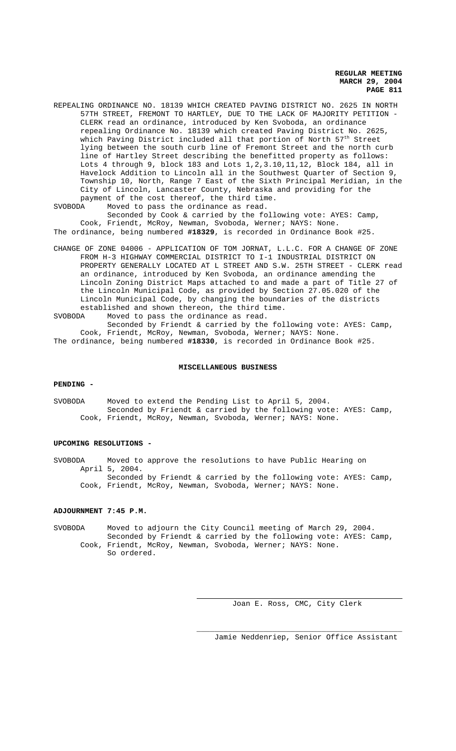REPEALING ORDINANCE NO. 18139 WHICH CREATED PAVING DISTRICT NO. 2625 IN NORTH 57TH STREET, FREMONT TO HARTLEY, DUE TO THE LACK OF MAJORITY PETITION - CLERK read an ordinance, introduced by Ken Svoboda, an ordinance repealing Ordinance No. 18139 which created Paving District No. 2625, which Paving District included all that portion of North 57th Street lying between the south curb line of Fremont Street and the north curb line of Hartley Street describing the benefitted property as follows: Lots 4 through 9, block 183 and Lots 1,2,3.10,11,12, Block 184, all in Havelock Addition to Lincoln all in the Southwest Quarter of Section 9, Township 10, North, Range 7 East of the Sixth Principal Meridian, in the City of Lincoln, Lancaster County, Nebraska and providing for the payment of the cost thereof, the third time.

SVOBODA Moved to pass the ordinance as read.
Seconded by Cook & carried by the following vote: AYES: Camp, Cook, Friendt, McRoy, Newman, Svoboda, Werner; NAYS: None.

The ordinance, being numbered **#18329**, is recorded in Ordinance Book #25.

CHANGE OF ZONE 04006 - APPLICATION OF TOM JORNAT, L.L.C. FOR A CHANGE OF ZONE FROM H-3 HIGHWAY COMMERCIAL DISTRICT TO I-1 INDUSTRIAL DISTRICT ON PROPERTY GENERALLY LOCATED AT L STREET AND S.W. 25TH STREET - CLERK read an ordinance, introduced by Ken Svoboda, an ordinance amending the Lincoln Zoning District Maps attached to and made a part of Title 27 of the Lincoln Municipal Code, as provided by Section 27.05.020 of the Lincoln Municipal Code, by changing the boundaries of the districts established and shown thereon, the third time.

SVOBODA Moved to pass the ordinance as read.
Seconded by Friendt & carried by the following vote: AYES: Camp, Cook, Friendt, McRoy, Newman, Svoboda, Werner; NAYS: None.

The ordinance, being numbered **#18330**, is recorded in Ordinance Book #25.

## MISCELLANEOUS BUSINESS

**PENDING -**

SVOBODA Moved to extend the Pending List to April 5, 2004.
Seconded by Friendt & carried by the following vote: AYES: Camp, Cook, Friendt, McRoy, Newman, Svoboda, Werner; NAYS: None.

**UPCOMING RESOLUTIONS -**

SVOBODA Moved to approve the resolutions to have Public Hearing on April 5, 2004.
Seconded by Friendt & carried by the following vote: AYES: Camp, Cook, Friendt, McRoy, Newman, Svoboda, Werner; NAYS: None.

**ADJOURNMENT 7:45 P.M.**

SVOBODA Moved to adjourn the City Council meeting of March 29, 2004.
Seconded by Friendt & carried by the following vote: AYES: Camp, Cook, Friendt, McRoy, Newman, Svoboda, Werner; NAYS: None.
So ordered.

Joan E. Ross, CMC, City Clerk

Jamie Neddenriep, Senior Office Assistant